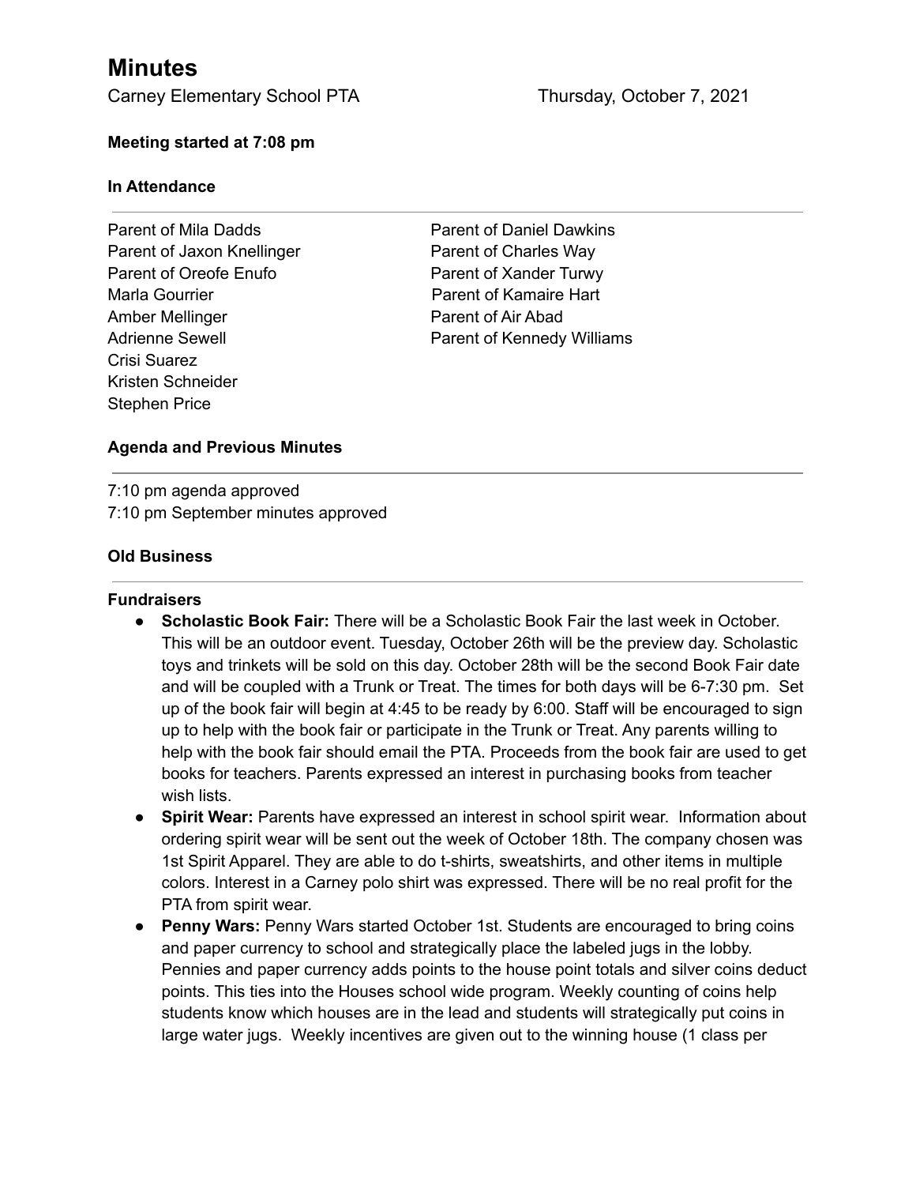# Minutes

Carney Elementary School PTA Thursday, October 7, 2021

**Meeting started at 7:08 pm**

**In Attendance**

---

Parent of Mila Dadds
Parent of Jaxon Knellinger
Parent of Oreofe Enufo
Marla Gourrier
Amber Mellinger
Adrienne Sewell
Crisi Suarez
Kristen Schneider
Stephen Price
Parent of Daniel Dawkins
Parent of Charles Way
Parent of Xander Turwy
Parent of Kamaire Hart
Parent of Air Abad
Parent of Kennedy Williams

**Agenda and Previous Minutes**

---

7:10 pm agenda approved
7:10 pm September minutes approved

**Old Business**

---

**Fundraisers**

- **Scholastic Book Fair:** There will be a Scholastic Book Fair the last week in October. This will be an outdoor event. Tuesday, October 26th will be the preview day. Scholastic toys and trinkets will be sold on this day. October 28th will be the second Book Fair date and will be coupled with a Trunk or Treat. The times for both days will be 6-7:30 pm. Set up of the book fair will begin at 4:45 to be ready by 6:00. Staff will be encouraged to sign up to help with the book fair or participate in the Trunk or Treat. Any parents willing to help with the book fair should email the PTA. Proceeds from the book fair are used to get books for teachers. Parents expressed an interest in purchasing books from teacher wish lists.
- **Spirit Wear:** Parents have expressed an interest in school spirit wear. Information about ordering spirit wear will be sent out the week of October 18th. The company chosen was 1st Spirit Apparel. They are able to do t-shirts, sweatshirts, and other items in multiple colors. Interest in a Carney polo shirt was expressed. There will be no real profit for the PTA from spirit wear.
- **Penny Wars:** Penny Wars started October 1st. Students are encouraged to bring coins and paper currency to school and strategically place the labeled jugs in the lobby. Pennies and paper currency adds points to the house point totals and silver coins deduct points. This ties into the Houses school wide program. Weekly counting of coins help students know which houses are in the lead and students will strategically put coins in large water jugs. Weekly incentives are given out to the winning house (1 class per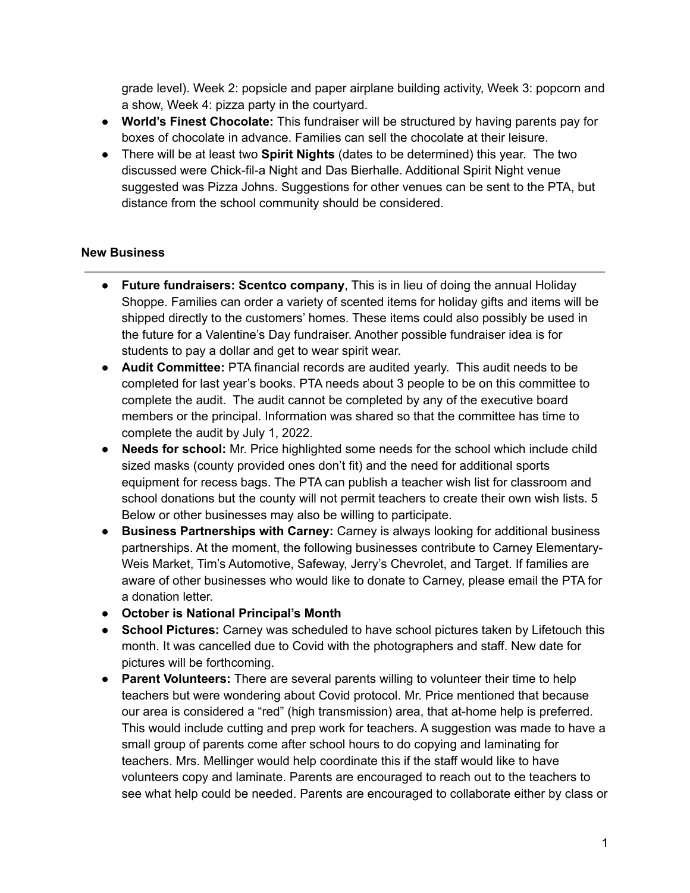grade level). Week 2: popsicle and paper airplane building activity, Week 3: popcorn and a show, Week 4: pizza party in the courtyard.

- **World's Finest Chocolate:** This fundraiser will be structured by having parents pay for boxes of chocolate in advance. Families can sell the chocolate at their leisure.
- There will be at least two **Spirit Nights** (dates to be determined) this year. The two discussed were Chick-fil-a Night and Das Bierhalle. Additional Spirit Night venue suggested was Pizza Johns. Suggestions for other venues can be sent to the PTA, but distance from the school community should be considered.

**New Business**

---

- **Future fundraisers: Scentco company**, This is in lieu of doing the annual Holiday Shoppe. Families can order a variety of scented items for holiday gifts and items will be shipped directly to the customers' homes. These items could also possibly be used in the future for a Valentine's Day fundraiser. Another possible fundraiser idea is for students to pay a dollar and get to wear spirit wear.
- **Audit Committee:** PTA financial records are audited yearly. This audit needs to be completed for last year's books. PTA needs about 3 people to be on this committee to complete the audit. The audit cannot be completed by any of the executive board members or the principal. Information was shared so that the committee has time to complete the audit by July 1, 2022.
- **Needs for school:** Mr. Price highlighted some needs for the school which include child sized masks (county provided ones don't fit) and the need for additional sports equipment for recess bags. The PTA can publish a teacher wish list for classroom and school donations but the county will not permit teachers to create their own wish lists. 5 Below or other businesses may also be willing to participate.
- **Business Partnerships with Carney:** Carney is always looking for additional business partnerships. At the moment, the following businesses contribute to Carney Elementary- Weis Market, Tim's Automotive, Safeway, Jerry's Chevrolet, and Target. If families are aware of other businesses who would like to donate to Carney, please email the PTA for a donation letter.
- **October is National Principal's Month**
- **School Pictures:** Carney was scheduled to have school pictures taken by Lifetouch this month. It was cancelled due to Covid with the photographers and staff. New date for pictures will be forthcoming.
- **Parent Volunteers:** There are several parents willing to volunteer their time to help teachers but were wondering about Covid protocol. Mr. Price mentioned that because our area is considered a "red" (high transmission) area, that at-home help is preferred. This would include cutting and prep work for teachers. A suggestion was made to have a small group of parents come after school hours to do copying and laminating for teachers. Mrs. Mellinger would help coordinate this if the staff would like to have volunteers copy and laminate. Parents are encouraged to reach out to the teachers to see what help could be needed. Parents are encouraged to collaborate either by class or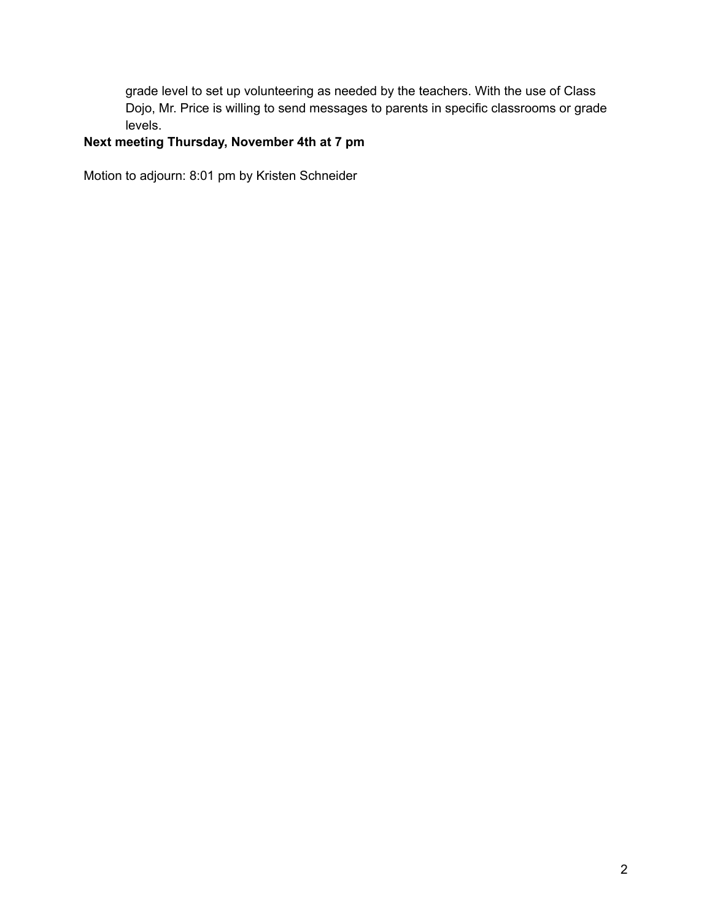grade level to set up volunteering as needed by the teachers. With the use of Class Dojo, Mr. Price is willing to send messages to parents in specific classrooms or grade levels.

**Next meeting Thursday, November 4th at 7 pm**

Motion to adjourn: 8:01 pm by Kristen Schneider